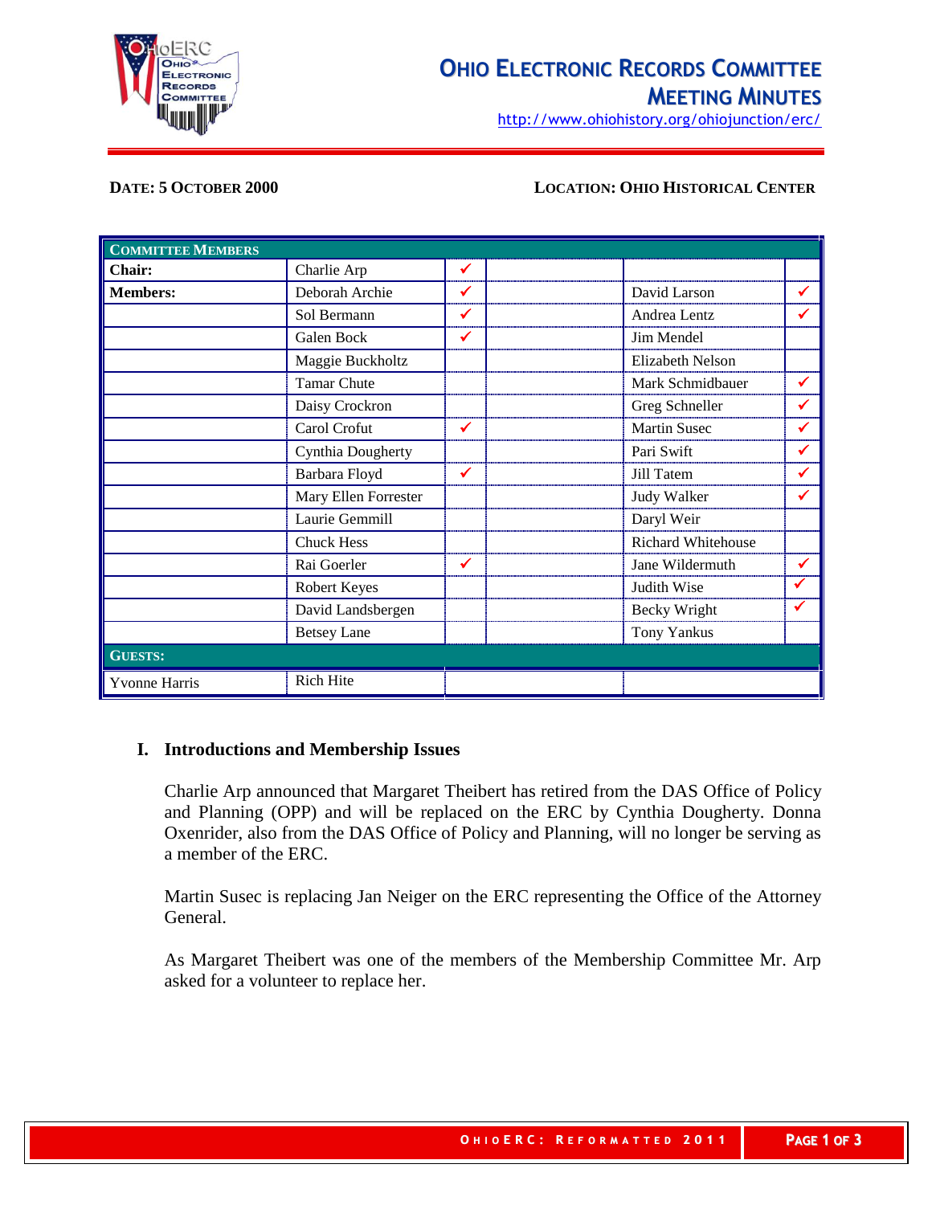# Ohio Electronic Records Committee Meeting Minutes

http://www.ohiohistory.org/ohiojunction/erc/

**DATE: 5 OCTOBER 2000** | **LOCATION: OHIO HISTORICAL CENTER**

| COMMITTEE MEMBERS | | | | | |
|---|---|---|---|---|---|
| **Chair:** | Charlie Arp | ✔ | | | |
| **Members:** | Deborah Archie | ✔ | | David Larson | ✔ |
| | Sol Bermann | ✔ | | Andrea Lentz | ✔ |
| | Galen Bock | ✔ | | Jim Mendel | |
| | Maggie Buckholtz | | | Elizabeth Nelson | |
| | Tamar Chute | | | Mark Schmidbauer | ✔ |
| | Daisy Crockron | | | Greg Schneller | ✔ |
| | Carol Crofut | ✔ | | Martin Susec | ✔ |
| | Cynthia Dougherty | | | Pari Swift | ✔ |
| | Barbara Floyd | ✔ | | Jill Tatem | ✔ |
| | Mary Ellen Forrester | | | Judy Walker | ✔ |
| | Laurie Gemmill | | | Daryl Weir | |
| | Chuck Hess | | | Richard Whitehouse | |
| | Rai Goerler | ✔ | | Jane Wildermuth | ✔ |
| | Robert Keyes | | | Judith Wise | ✔ |
| | David Landsbergen | | | Becky Wright | ✔ |
| | Betsey Lane | | | Tony Yankus | |
| **GUESTS:** | | | | | |
| Yvonne Harris | Rich Hite | | | | |

## I. Introductions and Membership Issues

Charlie Arp announced that Margaret Theibert has retired from the DAS Office of Policy and Planning (OPP) and will be replaced on the ERC by Cynthia Dougherty. Donna Oxenrider, also from the DAS Office of Policy and Planning, will no longer be serving as a member of the ERC.

Martin Susec is replacing Jan Neiger on the ERC representing the Office of the Attorney General.

As Margaret Theibert was one of the members of the Membership Committee Mr. Arp asked for a volunteer to replace her.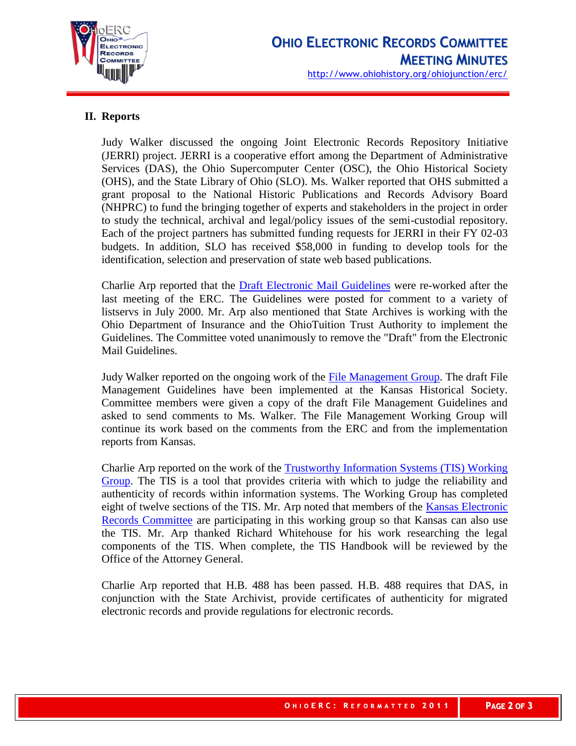## II. Reports

Judy Walker discussed the ongoing Joint Electronic Records Repository Initiative (JERRI) project. JERRI is a cooperative effort among the Department of Administrative Services (DAS), the Ohio Supercomputer Center (OSC), the Ohio Historical Society (OHS), and the State Library of Ohio (SLO). Ms. Walker reported that OHS submitted a grant proposal to the National Historic Publications and Records Advisory Board (NHPRC) to fund the bringing together of experts and stakeholders in the project in order to study the technical, archival and legal/policy issues of the semi-custodial repository. Each of the project partners has submitted funding requests for JERRI in their FY 02-03 budgets. In addition, SLO has received $58,000 in funding to develop tools for the identification, selection and preservation of state web based publications.

Charlie Arp reported that the Draft Electronic Mail Guidelines were re-worked after the last meeting of the ERC. The Guidelines were posted for comment to a variety of listservs in July 2000. Mr. Arp also mentioned that State Archives is working with the Ohio Department of Insurance and the OhioTuition Trust Authority to implement the Guidelines. The Committee voted unanimously to remove the "Draft" from the Electronic Mail Guidelines.

Judy Walker reported on the ongoing work of the File Management Group. The draft File Management Guidelines have been implemented at the Kansas Historical Society. Committee members were given a copy of the draft File Management Guidelines and asked to send comments to Ms. Walker. The File Management Working Group will continue its work based on the comments from the ERC and from the implementation reports from Kansas.

Charlie Arp reported on the work of the Trustworthy Information Systems (TIS) Working Group. The TIS is a tool that provides criteria with which to judge the reliability and authenticity of records within information systems. The Working Group has completed eight of twelve sections of the TIS. Mr. Arp noted that members of the Kansas Electronic Records Committee are participating in this working group so that Kansas can also use the TIS. Mr. Arp thanked Richard Whitehouse for his work researching the legal components of the TIS. When complete, the TIS Handbook will be reviewed by the Office of the Attorney General.

Charlie Arp reported that H.B. 488 has been passed. H.B. 488 requires that DAS, in conjunction with the State Archivist, provide certificates of authenticity for migrated electronic records and provide regulations for electronic records.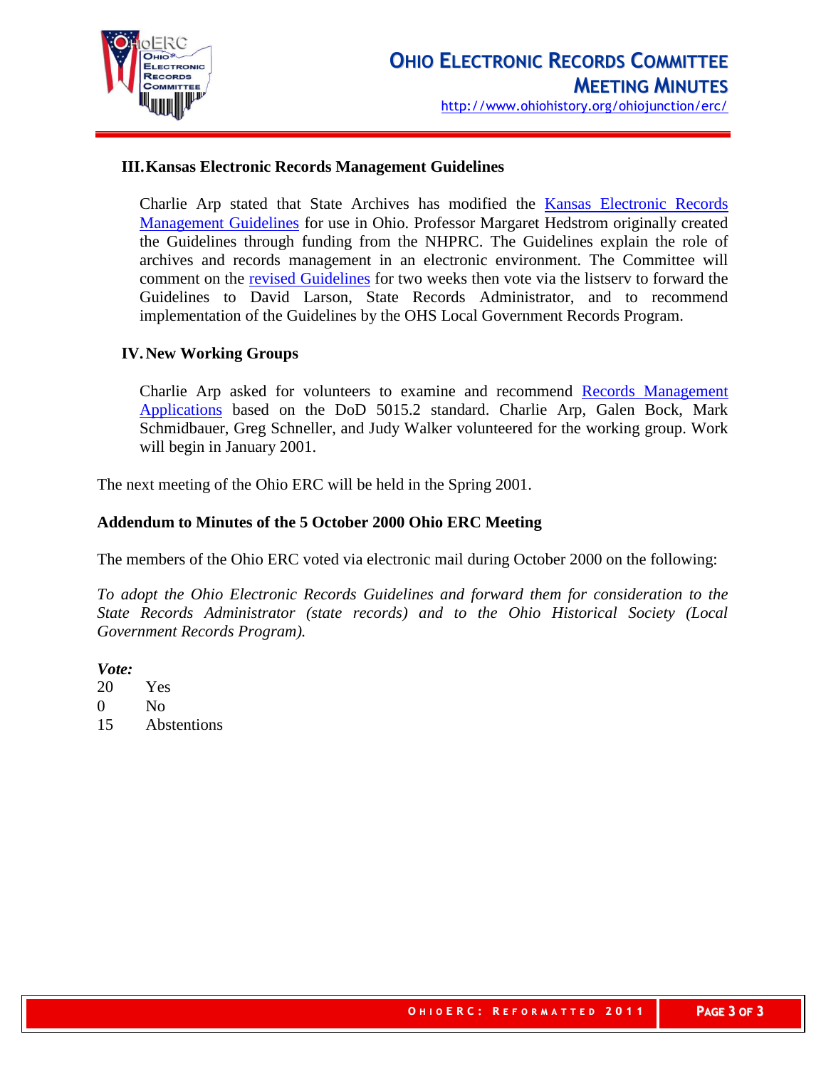### III. Kansas Electronic Records Management Guidelines

Charlie Arp stated that State Archives has modified the Kansas Electronic Records Management Guidelines for use in Ohio. Professor Margaret Hedstrom originally created the Guidelines through funding from the NHPRC. The Guidelines explain the role of archives and records management in an electronic environment. The Committee will comment on the revised Guidelines for two weeks then vote via the listserv to forward the Guidelines to David Larson, State Records Administrator, and to recommend implementation of the Guidelines by the OHS Local Government Records Program.

### IV. New Working Groups

Charlie Arp asked for volunteers to examine and recommend Records Management Applications based on the DoD 5015.2 standard. Charlie Arp, Galen Bock, Mark Schmidbauer, Greg Schneller, and Judy Walker volunteered for the working group. Work will begin in January 2001.

The next meeting of the Ohio ERC will be held in the Spring 2001.

**Addendum to Minutes of the 5 October 2000 Ohio ERC Meeting**

The members of the Ohio ERC voted via electronic mail during October 2000 on the following:

*To adopt the Ohio Electronic Records Guidelines and forward them for consideration to the State Records Administrator (state records) and to the Ohio Historical Society (Local Government Records Program).*

***Vote:***

20 Yes
0 No
15 Abstentions